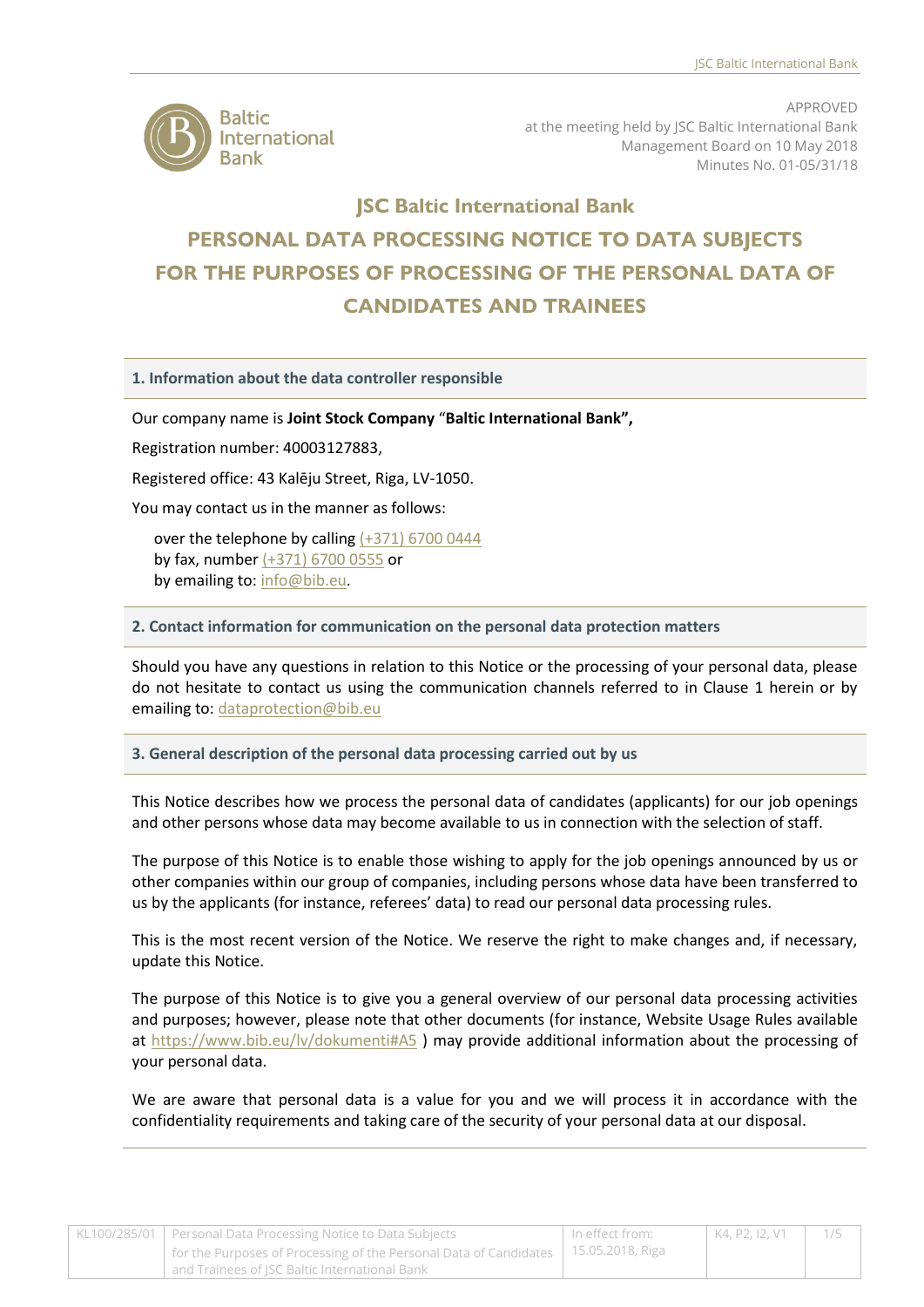APPROVED
at the meeting held by JSC Baltic International Bank
Management Board on 10 May 2018
Minutes No. 01-05/31/18

# JSC Baltic International Bank

# PERSONAL DATA PROCESSING NOTICE TO DATA SUBJECTS FOR THE PURPOSES OF PROCESSING OF THE PERSONAL DATA OF CANDIDATES AND TRAINEES

## 1. Information about the data controller responsible

Our company name is **Joint Stock Company** "**Baltic International Bank",**

Registration number: 40003127883,

Registered office: 43 Kalēju Street, Riga, LV-1050.

You may contact us in the manner as follows:

over the telephone by calling (+371) 6700 0444
by fax, number (+371) 6700 0555 or
by emailing to: info@bib.eu.

## 2. Contact information for communication on the personal data protection matters

Should you have any questions in relation to this Notice or the processing of your personal data, please do not hesitate to contact us using the communication channels referred to in Clause 1 herein or by emailing to: dataprotection@bib.eu

## 3. General description of the personal data processing carried out by us

This Notice describes how we process the personal data of candidates (applicants) for our job openings and other persons whose data may become available to us in connection with the selection of staff.

The purpose of this Notice is to enable those wishing to apply for the job openings announced by us or other companies within our group of companies, including persons whose data have been transferred to us by the applicants (for instance, referees' data) to read our personal data processing rules.

This is the most recent version of the Notice. We reserve the right to make changes and, if necessary, update this Notice.

The purpose of this Notice is to give you a general overview of our personal data processing activities and purposes; however, please note that other documents (for instance, Website Usage Rules available at https://www.bib.eu/lv/dokumenti#A5 ) may provide additional information about the processing of your personal data.

We are aware that personal data is a value for you and we will process it in accordance with the confidentiality requirements and taking care of the security of your personal data at our disposal.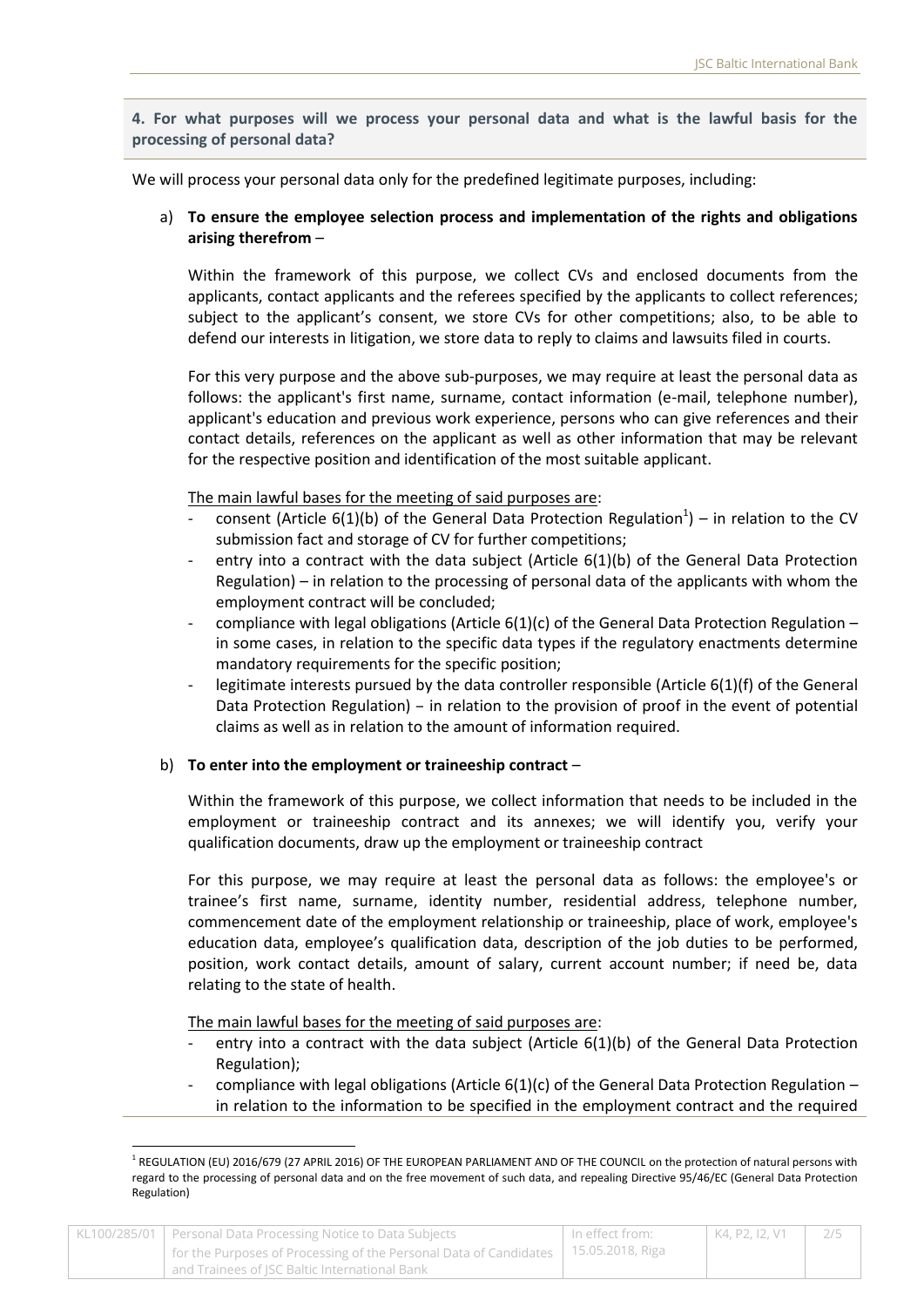**4. For what purposes will we process your personal data and what is the lawful basis for the processing of personal data?**

We will process your personal data only for the predefined legitimate purposes, including:

a) **To ensure the employee selection process and implementation of the rights and obligations arising therefrom** –

Within the framework of this purpose, we collect CVs and enclosed documents from the applicants, contact applicants and the referees specified by the applicants to collect references; subject to the applicant's consent, we store CVs for other competitions; also, to be able to defend our interests in litigation, we store data to reply to claims and lawsuits filed in courts.

For this very purpose and the above sub-purposes, we may require at least the personal data as follows: the applicant's first name, surname, contact information (e-mail, telephone number), applicant's education and previous work experience, persons who can give references and their contact details, references on the applicant as well as other information that may be relevant for the respective position and identification of the most suitable applicant.

The main lawful bases for the meeting of said purposes are:

- consent (Article 6(1)(b) of the General Data Protection Regulation[1]) – in relation to the CV submission fact and storage of CV for further competitions;
- entry into a contract with the data subject (Article 6(1)(b) of the General Data Protection Regulation) – in relation to the processing of personal data of the applicants with whom the employment contract will be concluded;
- compliance with legal obligations (Article 6(1)(c) of the General Data Protection Regulation – in some cases, in relation to the specific data types if the regulatory enactments determine mandatory requirements for the specific position;
- legitimate interests pursued by the data controller responsible (Article 6(1)(f) of the General Data Protection Regulation) − in relation to the provision of proof in the event of potential claims as well as in relation to the amount of information required.

b) **To enter into the employment or traineeship contract** –

Within the framework of this purpose, we collect information that needs to be included in the employment or traineeship contract and its annexes; we will identify you, verify your qualification documents, draw up the employment or traineeship contract

For this purpose, we may require at least the personal data as follows: the employee's or trainee's first name, surname, identity number, residential address, telephone number, commencement date of the employment relationship or traineeship, place of work, employee's education data, employee's qualification data, description of the job duties to be performed, position, work contact details, amount of salary, current account number; if need be, data relating to the state of health.

The main lawful bases for the meeting of said purposes are:

- entry into a contract with the data subject (Article 6(1)(b) of the General Data Protection Regulation);
- compliance with legal obligations (Article 6(1)(c) of the General Data Protection Regulation – in relation to the information to be specified in the employment contract and the required

---

[1] REGULATION (EU) 2016/679 (27 APRIL 2016) OF THE EUROPEAN PARLIAMENT AND OF THE COUNCIL on the protection of natural persons with regard to the processing of personal data and on the free movement of such data, and repealing Directive 95/46/EC (General Data Protection Regulation)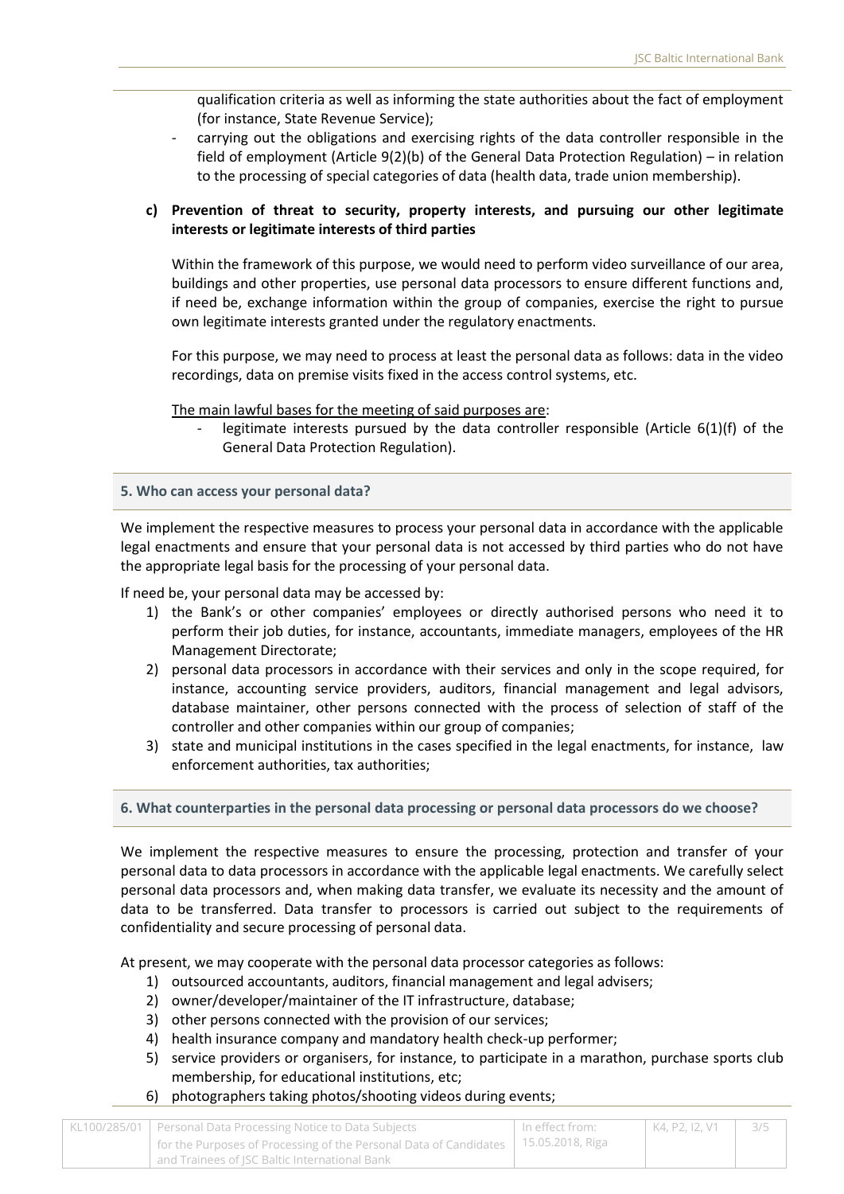qualification criteria as well as informing the state authorities about the fact of employment (for instance, State Revenue Service);

- carrying out the obligations and exercising rights of the data controller responsible in the field of employment (Article 9(2)(b) of the General Data Protection Regulation) – in relation to the processing of special categories of data (health data, trade union membership).

**c) Prevention of threat to security, property interests, and pursuing our other legitimate interests or legitimate interests of third parties**

Within the framework of this purpose, we would need to perform video surveillance of our area, buildings and other properties, use personal data processors to ensure different functions and, if need be, exchange information within the group of companies, exercise the right to pursue own legitimate interests granted under the regulatory enactments.

For this purpose, we may need to process at least the personal data as follows: data in the video recordings, data on premise visits fixed in the access control systems, etc.

The main lawful bases for the meeting of said purposes are:

- legitimate interests pursued by the data controller responsible (Article 6(1)(f) of the General Data Protection Regulation).

### 5. Who can access your personal data?

We implement the respective measures to process your personal data in accordance with the applicable legal enactments and ensure that your personal data is not accessed by third parties who do not have the appropriate legal basis for the processing of your personal data.

If need be, your personal data may be accessed by:

1) the Bank's or other companies' employees or directly authorised persons who need it to perform their job duties, for instance, accountants, immediate managers, employees of the HR Management Directorate;
2) personal data processors in accordance with their services and only in the scope required, for instance, accounting service providers, auditors, financial management and legal advisors, database maintainer, other persons connected with the process of selection of staff of the controller and other companies within our group of companies;
3) state and municipal institutions in the cases specified in the legal enactments, for instance, law enforcement authorities, tax authorities;

### 6. What counterparties in the personal data processing or personal data processors do we choose?

We implement the respective measures to ensure the processing, protection and transfer of your personal data to data processors in accordance with the applicable legal enactments. We carefully select personal data processors and, when making data transfer, we evaluate its necessity and the amount of data to be transferred. Data transfer to processors is carried out subject to the requirements of confidentiality and secure processing of personal data.

At present, we may cooperate with the personal data processor categories as follows:

1) outsourced accountants, auditors, financial management and legal advisers;
2) owner/developer/maintainer of the IT infrastructure, database;
3) other persons connected with the provision of our services;
4) health insurance company and mandatory health check-up performer;
5) service providers or organisers, for instance, to participate in a marathon, purchase sports club membership, for educational institutions, etc;
6) photographers taking photos/shooting videos during events;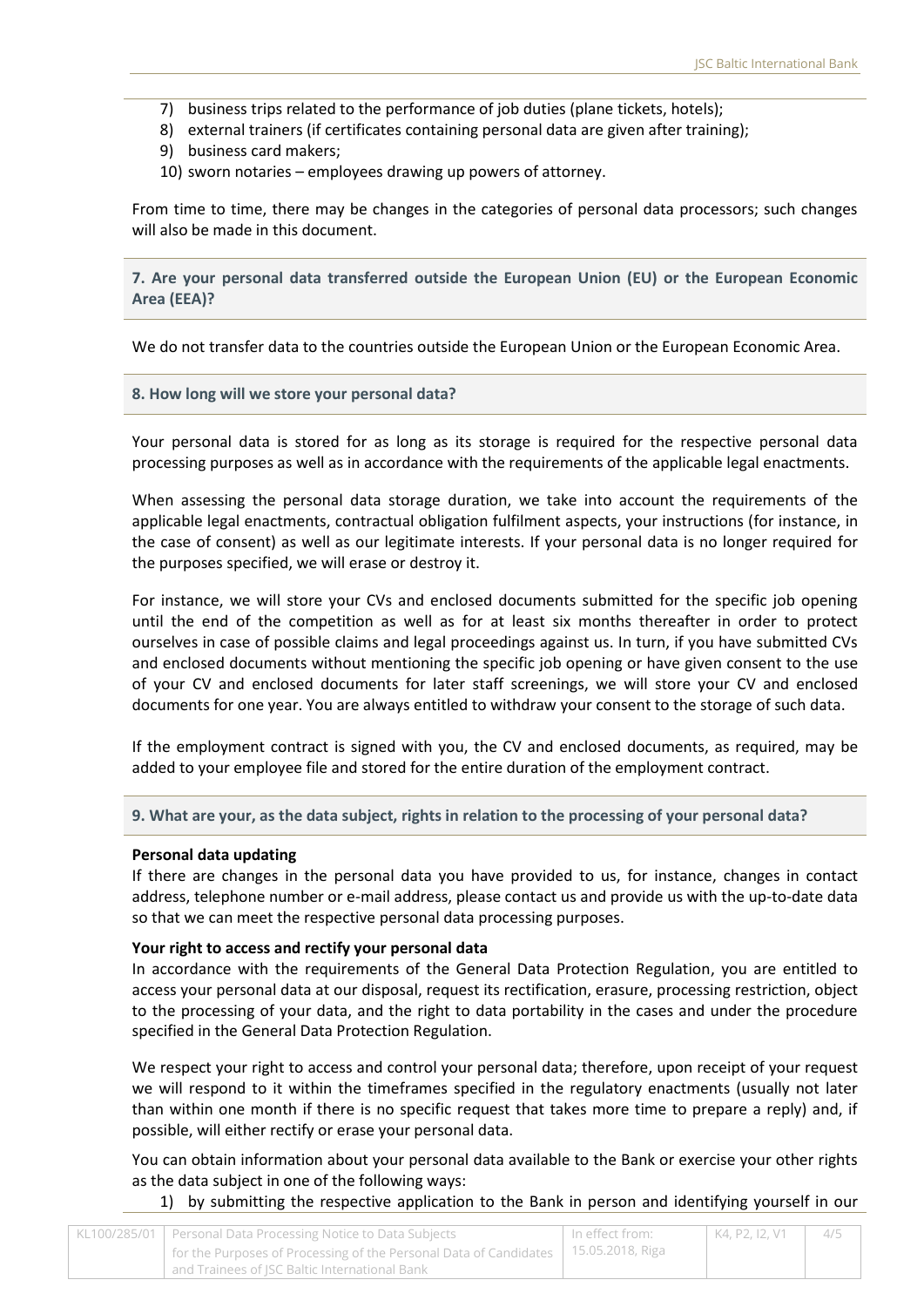7) business trips related to the performance of job duties (plane tickets, hotels);
8) external trainers (if certificates containing personal data are given after training);
9) business card makers;
10) sworn notaries – employees drawing up powers of attorney.

From time to time, there may be changes in the categories of personal data processors; such changes will also be made in this document.

## 7. Are your personal data transferred outside the European Union (EU) or the European Economic Area (EEA)?

We do not transfer data to the countries outside the European Union or the European Economic Area.

## 8. How long will we store your personal data?

Your personal data is stored for as long as its storage is required for the respective personal data processing purposes as well as in accordance with the requirements of the applicable legal enactments.

When assessing the personal data storage duration, we take into account the requirements of the applicable legal enactments, contractual obligation fulfilment aspects, your instructions (for instance, in the case of consent) as well as our legitimate interests. If your personal data is no longer required for the purposes specified, we will erase or destroy it.

For instance, we will store your CVs and enclosed documents submitted for the specific job opening until the end of the competition as well as for at least six months thereafter in order to protect ourselves in case of possible claims and legal proceedings against us. In turn, if you have submitted CVs and enclosed documents without mentioning the specific job opening or have given consent to the use of your CV and enclosed documents for later staff screenings, we will store your CV and enclosed documents for one year. You are always entitled to withdraw your consent to the storage of such data.

If the employment contract is signed with you, the CV and enclosed documents, as required, may be added to your employee file and stored for the entire duration of the employment contract.

## 9. What are your, as the data subject, rights in relation to the processing of your personal data?

**Personal data updating**
If there are changes in the personal data you have provided to us, for instance, changes in contact address, telephone number or e-mail address, please contact us and provide us with the up-to-date data so that we can meet the respective personal data processing purposes.

**Your right to access and rectify your personal data**
In accordance with the requirements of the General Data Protection Regulation, you are entitled to access your personal data at our disposal, request its rectification, erasure, processing restriction, object to the processing of your data, and the right to data portability in the cases and under the procedure specified in the General Data Protection Regulation.

We respect your right to access and control your personal data; therefore, upon receipt of your request we will respond to it within the timeframes specified in the regulatory enactments (usually not later than within one month if there is no specific request that takes more time to prepare a reply) and, if possible, will either rectify or erase your personal data.

You can obtain information about your personal data available to the Bank or exercise your other rights as the data subject in one of the following ways:

1) by submitting the respective application to the Bank in person and identifying yourself in our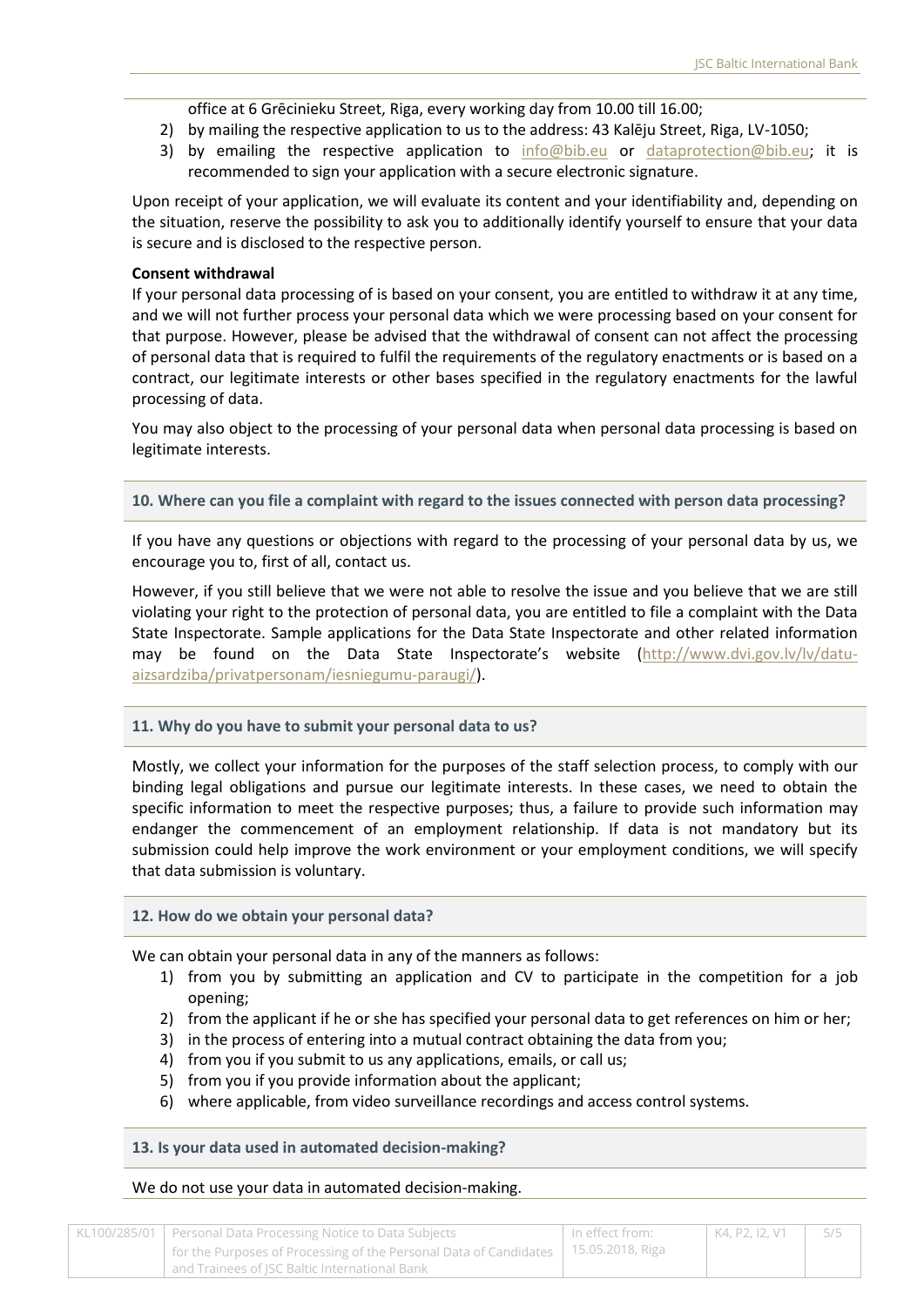office at 6 Grēcinieku Street, Riga, every working day from 10.00 till 16.00;

2) by mailing the respective application to us to the address: 43 Kalēju Street, Riga, LV-1050;
3) by emailing the respective application to info@bib.eu or dataprotection@bib.eu; it is recommended to sign your application with a secure electronic signature.

Upon receipt of your application, we will evaluate its content and your identifiability and, depending on the situation, reserve the possibility to ask you to additionally identify yourself to ensure that your data is secure and is disclosed to the respective person.

**Consent withdrawal**

If your personal data processing of is based on your consent, you are entitled to withdraw it at any time, and we will not further process your personal data which we were processing based on your consent for that purpose. However, please be advised that the withdrawal of consent can not affect the processing of personal data that is required to fulfil the requirements of the regulatory enactments or is based on a contract, our legitimate interests or other bases specified in the regulatory enactments for the lawful processing of data.

You may also object to the processing of your personal data when personal data processing is based on legitimate interests.

## 10. Where can you file a complaint with regard to the issues connected with person data processing?

If you have any questions or objections with regard to the processing of your personal data by us, we encourage you to, first of all, contact us.

However, if you still believe that we were not able to resolve the issue and you believe that we are still violating your right to the protection of personal data, you are entitled to file a complaint with the Data State Inspectorate. Sample applications for the Data State Inspectorate and other related information may be found on the Data State Inspectorate's website (http://www.dvi.gov.lv/lv/datu-aizsardziba/privatpersonam/iesniegumu-paraugi/).

## 11. Why do you have to submit your personal data to us?

Mostly, we collect your information for the purposes of the staff selection process, to comply with our binding legal obligations and pursue our legitimate interests. In these cases, we need to obtain the specific information to meet the respective purposes; thus, a failure to provide such information may endanger the commencement of an employment relationship. If data is not mandatory but its submission could help improve the work environment or your employment conditions, we will specify that data submission is voluntary.

## 12. How do we obtain your personal data?

We can obtain your personal data in any of the manners as follows:

1) from you by submitting an application and CV to participate in the competition for a job opening;
2) from the applicant if he or she has specified your personal data to get references on him or her;
3) in the process of entering into a mutual contract obtaining the data from you;
4) from you if you submit to us any applications, emails, or call us;
5) from you if you provide information about the applicant;
6) where applicable, from video surveillance recordings and access control systems.

## 13. Is your data used in automated decision-making?

We do not use your data in automated decision-making.